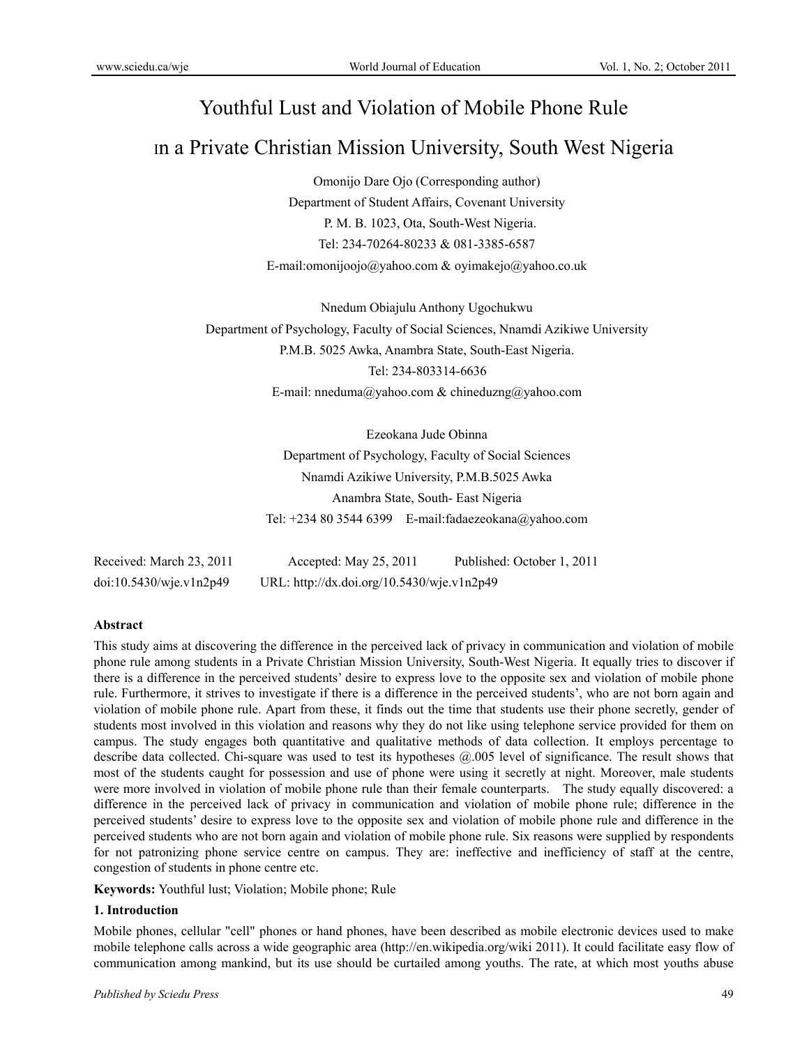# Youthful Lust and Violation of Mobile Phone Rule

# ın a Private Christian Mission University, South West Nigeria

Omonijo Dare Ojo (Corresponding author)

Department of Student Affairs, Covenant University

P. M. B. 1023, Ota, South-West Nigeria.

Tel: 234-70264-80233 & 081-3385-6587

E-mail:omonijoojo@yahoo.com & oyimakejo@yahoo.co.uk

Nnedum Obiajulu Anthony Ugochukwu

Department of Psychology, Faculty of Social Sciences, Nnamdi Azikiwe University

P.M.B. 5025 Awka, Anambra State, South-East Nigeria.

Tel: 234-803314-6636

E-mail: nneduma@yahoo.com & chineduzng@yahoo.com

Ezeokana Jude Obinna

Department of Psychology, Faculty of Social Sciences

Nnamdi Azikiwe University, P.M.B.5025 Awka

Anambra State, South- East Nigeria

Tel: +234 80 3544 6399 E-mail:fadaezeokana@yahoo.com

Received: March 23, 2011 Accepted: May 25, 2011 Published: October 1, 2011

doi:10.5430/wje.v1n2p49 URL: http://dx.doi.org/10.5430/wje.v1n2p49

**Abstract**

This study aims at discovering the difference in the perceived lack of privacy in communication and violation of mobile phone rule among students in a Private Christian Mission University, South-West Nigeria. It equally tries to discover if there is a difference in the perceived students' desire to express love to the opposite sex and violation of mobile phone rule. Furthermore, it strives to investigate if there is a difference in the perceived students', who are not born again and violation of mobile phone rule. Apart from these, it finds out the time that students use their phone secretly, gender of students most involved in this violation and reasons why they do not like using telephone service provided for them on campus. The study engages both quantitative and qualitative methods of data collection. It employs percentage to describe data collected. Chi-square was used to test its hypotheses @.005 level of significance. The result shows that most of the students caught for possession and use of phone were using it secretly at night. Moreover, male students were more involved in violation of mobile phone rule than their female counterparts. The study equally discovered: a difference in the perceived lack of privacy in communication and violation of mobile phone rule; difference in the perceived students' desire to express love to the opposite sex and violation of mobile phone rule and difference in the perceived students who are not born again and violation of mobile phone rule. Six reasons were supplied by respondents for not patronizing phone service centre on campus. They are: ineffective and inefficiency of staff at the centre, congestion of students in phone centre etc.

**Keywords:** Youthful lust; Violation; Mobile phone; Rule

## 1. Introduction

Mobile phones, cellular "cell" phones or hand phones, have been described as mobile electronic devices used to make mobile telephone calls across a wide geographic area (http://en.wikipedia.org/wiki 2011). It could facilitate easy flow of communication among mankind, but its use should be curtailed among youths. The rate, at which most youths abuse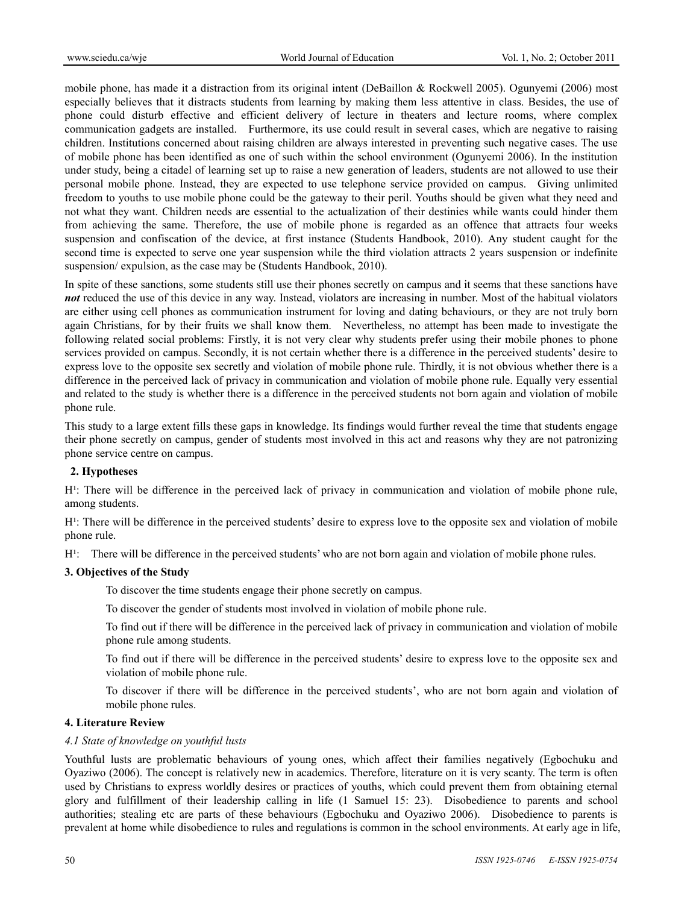mobile phone, has made it a distraction from its original intent (DeBaillon & Rockwell 2005). Ogunyemi (2006) most especially believes that it distracts students from learning by making them less attentive in class. Besides, the use of phone could disturb effective and efficient delivery of lecture in theaters and lecture rooms, where complex communication gadgets are installed. Furthermore, its use could result in several cases, which are negative to raising children. Institutions concerned about raising children are always interested in preventing such negative cases. The use of mobile phone has been identified as one of such within the school environment (Ogunyemi 2006). In the institution under study, being a citadel of learning set up to raise a new generation of leaders, students are not allowed to use their personal mobile phone. Instead, they are expected to use telephone service provided on campus. Giving unlimited freedom to youths to use mobile phone could be the gateway to their peril. Youths should be given what they need and not what they want. Children needs are essential to the actualization of their destinies while wants could hinder them from achieving the same. Therefore, the use of mobile phone is regarded as an offence that attracts four weeks suspension and confiscation of the device, at first instance (Students Handbook, 2010). Any student caught for the second time is expected to serve one year suspension while the third violation attracts 2 years suspension or indefinite suspension/ expulsion, as the case may be (Students Handbook, 2010).

In spite of these sanctions, some students still use their phones secretly on campus and it seems that these sanctions have ***not*** reduced the use of this device in any way. Instead, violators are increasing in number. Most of the habitual violators are either using cell phones as communication instrument for loving and dating behaviours, or they are not truly born again Christians, for by their fruits we shall know them. Nevertheless, no attempt has been made to investigate the following related social problems: Firstly, it is not very clear why students prefer using their mobile phones to phone services provided on campus. Secondly, it is not certain whether there is a difference in the perceived students' desire to express love to the opposite sex secretly and violation of mobile phone rule. Thirdly, it is not obvious whether there is a difference in the perceived lack of privacy in communication and violation of mobile phone rule. Equally very essential and related to the study is whether there is a difference in the perceived students not born again and violation of mobile phone rule.

This study to a large extent fills these gaps in knowledge. Its findings would further reveal the time that students engage their phone secretly on campus, gender of students most involved in this act and reasons why they are not patronizing phone service centre on campus.

## 2. Hypotheses

$H^1$: There will be difference in the perceived lack of privacy in communication and violation of mobile phone rule, among students.

$H^1$: There will be difference in the perceived students' desire to express love to the opposite sex and violation of mobile phone rule.

$H^1$: There will be difference in the perceived students' who are not born again and violation of mobile phone rules.

## 3. Objectives of the Study

To discover the time students engage their phone secretly on campus.

To discover the gender of students most involved in violation of mobile phone rule.

To find out if there will be difference in the perceived lack of privacy in communication and violation of mobile phone rule among students.

To find out if there will be difference in the perceived students' desire to express love to the opposite sex and violation of mobile phone rule.

To discover if there will be difference in the perceived students', who are not born again and violation of mobile phone rules.

## 4. Literature Review

### *4.1 State of knowledge on youthful lusts*

Youthful lusts are problematic behaviours of young ones, which affect their families negatively (Egbochuku and Oyaziwo (2006). The concept is relatively new in academics. Therefore, literature on it is very scanty. The term is often used by Christians to express worldly desires or practices of youths, which could prevent them from obtaining eternal glory and fulfillment of their leadership calling in life (1 Samuel 15: 23). Disobedience to parents and school authorities; stealing etc are parts of these behaviours (Egbochuku and Oyaziwo 2006). Disobedience to parents is prevalent at home while disobedience to rules and regulations is common in the school environments. At early age in life,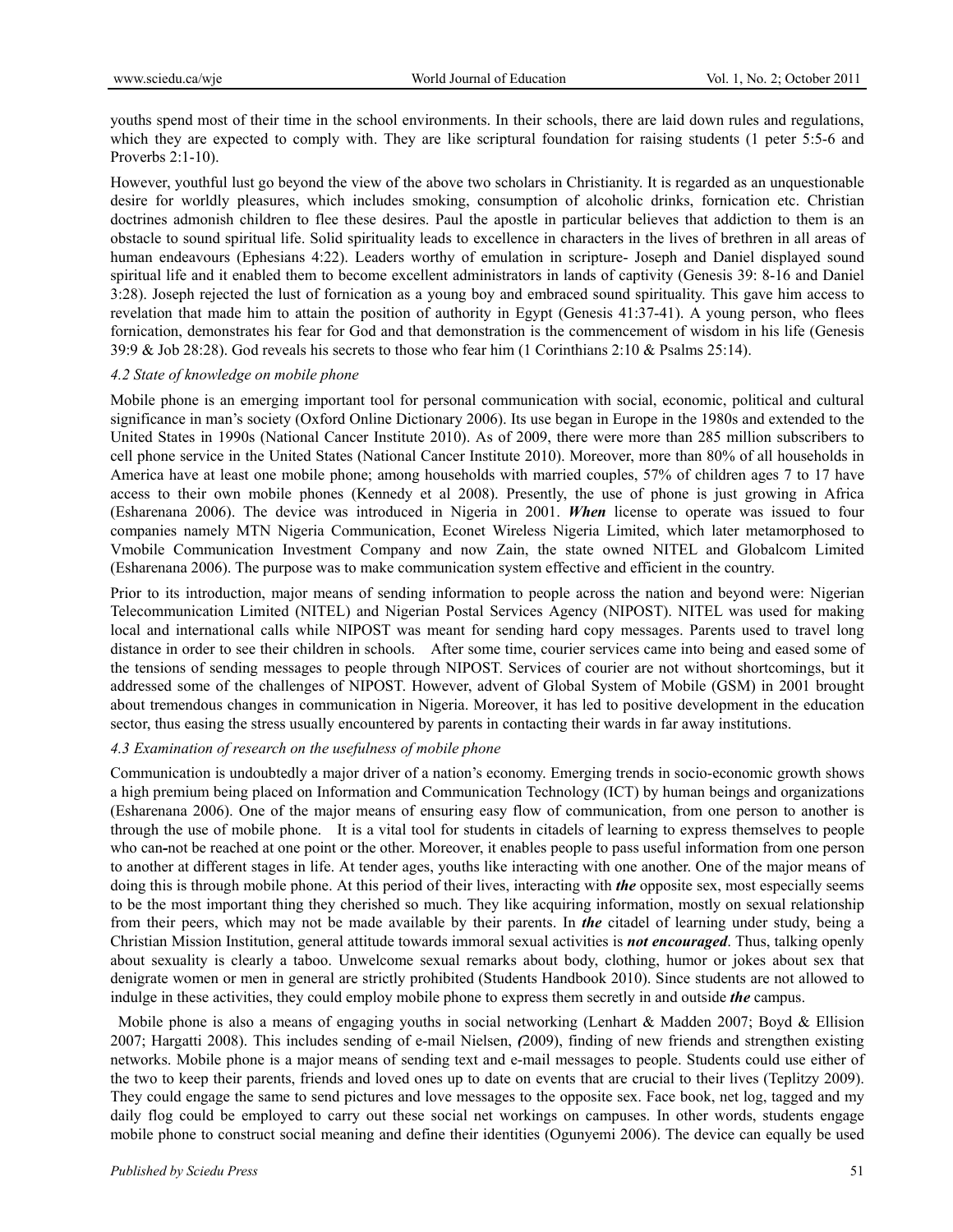youths spend most of their time in the school environments. In their schools, there are laid down rules and regulations, which they are expected to comply with. They are like scriptural foundation for raising students (1 peter 5:5-6 and Proverbs 2:1-10).

However, youthful lust go beyond the view of the above two scholars in Christianity. It is regarded as an unquestionable desire for worldly pleasures, which includes smoking, consumption of alcoholic drinks, fornication etc. Christian doctrines admonish children to flee these desires. Paul the apostle in particular believes that addiction to them is an obstacle to sound spiritual life. Solid spirituality leads to excellence in characters in the lives of brethren in all areas of human endeavours (Ephesians 4:22). Leaders worthy of emulation in scripture- Joseph and Daniel displayed sound spiritual life and it enabled them to become excellent administrators in lands of captivity (Genesis 39: 8-16 and Daniel 3:28). Joseph rejected the lust of fornication as a young boy and embraced sound spirituality. This gave him access to revelation that made him to attain the position of authority in Egypt (Genesis 41:37-41). A young person, who flees fornication, demonstrates his fear for God and that demonstration is the commencement of wisdom in his life (Genesis 39:9 & Job 28:28). God reveals his secrets to those who fear him (1 Corinthians 2:10 & Psalms 25:14).

### *4.2 State of knowledge on mobile phone*

Mobile phone is an emerging important tool for personal communication with social, economic, political and cultural significance in man's society (Oxford Online Dictionary 2006). Its use began in Europe in the 1980s and extended to the United States in 1990s (National Cancer Institute 2010). As of 2009, there were more than 285 million subscribers to cell phone service in the United States (National Cancer Institute 2010). Moreover, more than 80% of all households in America have at least one mobile phone; among households with married couples, 57% of children ages 7 to 17 have access to their own mobile phones (Kennedy et al 2008). Presently, the use of phone is just growing in Africa (Esharenana 2006). The device was introduced in Nigeria in 2001. ***When*** license to operate was issued to four companies namely MTN Nigeria Communication, Econet Wireless Nigeria Limited, which later metamorphosed to Vmobile Communication Investment Company and now Zain, the state owned NITEL and Globalcom Limited (Esharenana 2006). The purpose was to make communication system effective and efficient in the country.

Prior to its introduction, major means of sending information to people across the nation and beyond were: Nigerian Telecommunication Limited (NITEL) and Nigerian Postal Services Agency (NIPOST). NITEL was used for making local and international calls while NIPOST was meant for sending hard copy messages. Parents used to travel long distance in order to see their children in schools. After some time, courier services came into being and eased some of the tensions of sending messages to people through NIPOST. Services of courier are not without shortcomings, but it addressed some of the challenges of NIPOST. However, advent of Global System of Mobile (GSM) in 2001 brought about tremendous changes in communication in Nigeria. Moreover, it has led to positive development in the education sector, thus easing the stress usually encountered by parents in contacting their wards in far away institutions.

### *4.3 Examination of research on the usefulness of mobile phone*

Communication is undoubtedly a major driver of a nation's economy. Emerging trends in socio-economic growth shows a high premium being placed on Information and Communication Technology (ICT) by human beings and organizations (Esharenana 2006). One of the major means of ensuring easy flow of communication, from one person to another is through the use of mobile phone. It is a vital tool for students in citadels of learning to express themselves to people who can-not be reached at one point or the other. Moreover, it enables people to pass useful information from one person to another at different stages in life. At tender ages, youths like interacting with one another. One of the major means of doing this is through mobile phone. At this period of their lives, interacting with ***the*** opposite sex, most especially seems to be the most important thing they cherished so much. They like acquiring information, mostly on sexual relationship from their peers, which may not be made available by their parents. In ***the*** citadel of learning under study, being a Christian Mission Institution, general attitude towards immoral sexual activities is ***not encouraged***. Thus, talking openly about sexuality is clearly a taboo. Unwelcome sexual remarks about body, clothing, humor or jokes about sex that denigrate women or men in general are strictly prohibited (Students Handbook 2010). Since students are not allowed to indulge in these activities, they could employ mobile phone to express them secretly in and outside ***the*** campus.

Mobile phone is also a means of engaging youths in social networking (Lenhart & Madden 2007; Boyd & Ellision 2007; Hargatti 2008). This includes sending of e-mail Nielsen, *(*2009), finding of new friends and strengthen existing networks. Mobile phone is a major means of sending text and e-mail messages to people. Students could use either of the two to keep their parents, friends and loved ones up to date on events that are crucial to their lives (Teplitzy 2009). They could engage the same to send pictures and love messages to the opposite sex. Face book, net log, tagged and my daily flog could be employed to carry out these social net workings on campuses. In other words, students engage mobile phone to construct social meaning and define their identities (Ogunyemi 2006). The device can equally be used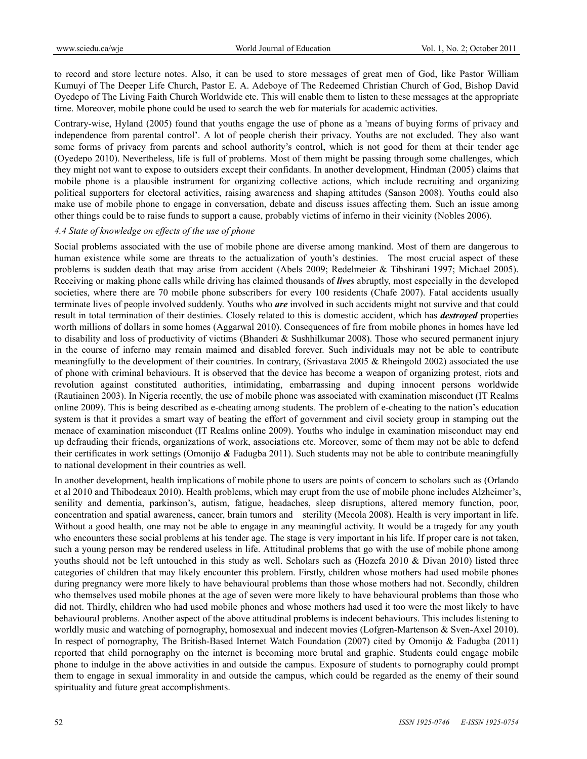to record and store lecture notes. Also, it can be used to store messages of great men of God, like Pastor William Kumuyi of The Deeper Life Church, Pastor E. A. Adeboye of The Redeemed Christian Church of God, Bishop David Oyedepo of The Living Faith Church Worldwide etc. This will enable them to listen to these messages at the appropriate time. Moreover, mobile phone could be used to search the web for materials for academic activities.

Contrary-wise, Hyland (2005) found that youths engage the use of phone as a 'means of buying forms of privacy and independence from parental control'. A lot of people cherish their privacy. Youths are not excluded. They also want some forms of privacy from parents and school authority's control, which is not good for them at their tender age (Oyedepo 2010). Nevertheless, life is full of problems. Most of them might be passing through some challenges, which they might not want to expose to outsiders except their confidants. In another development, Hindman (2005) claims that mobile phone is a plausible instrument for organizing collective actions, which include recruiting and organizing political supporters for electoral activities, raising awareness and shaping attitudes (Sanson 2008). Youths could also make use of mobile phone to engage in conversation, debate and discuss issues affecting them. Such an issue among other things could be to raise funds to support a cause, probably victims of inferno in their vicinity (Nobles 2006).

*4.4 State of knowledge on effects of the use of phone*

Social problems associated with the use of mobile phone are diverse among mankind. Most of them are dangerous to human existence while some are threats to the actualization of youth's destinies. The most crucial aspect of these problems is sudden death that may arise from accident (Abels 2009; Redelmeier & Tibshirani 1997; Michael 2005). Receiving or making phone calls while driving has claimed thousands of ***lives*** abruptly, most especially in the developed societies, where there are 70 mobile phone subscribers for every 100 residents (Chafe 2007). Fatal accidents usually terminate lives of people involved suddenly. Youths who ***are*** involved in such accidents might not survive and that could result in total termination of their destinies. Closely related to this is domestic accident, which has ***destroyed*** properties worth millions of dollars in some homes (Aggarwal 2010). Consequences of fire from mobile phones in homes have led to disability and loss of productivity of victims (Bhanderi & Sushhilkumar 2008). Those who secured permanent injury in the course of inferno may remain maimed and disabled forever. Such individuals may not be able to contribute meaningfully to the development of their countries. In contrary, (Srivastava 2005 & Rheingold 2002) associated the use of phone with criminal behaviours. It is observed that the device has become a weapon of organizing protest, riots and revolution against constituted authorities, intimidating, embarrassing and duping innocent persons worldwide (Rautiainen 2003). In Nigeria recently, the use of mobile phone was associated with examination misconduct (IT Realms online 2009). This is being described as e-cheating among students. The problem of e-cheating to the nation's education system is that it provides a smart way of beating the effort of government and civil society group in stamping out the menace of examination misconduct (IT Realms online 2009). Youths who indulge in examination misconduct may end up defrauding their friends, organizations of work, associations etc. Moreover, some of them may not be able to defend their certificates in work settings (Omonijo ***&*** Fadugba 2011). Such students may not be able to contribute meaningfully to national development in their countries as well.

In another development, health implications of mobile phone to users are points of concern to scholars such as (Orlando et al 2010 and Thibodeaux 2010). Health problems, which may erupt from the use of mobile phone includes Alzheimer's, senility and dementia, parkinson's, autism, fatigue, headaches, sleep disruptions, altered memory function, poor, concentration and spatial awareness, cancer, brain tumors and sterility (Mecola 2008). Health is very important in life. Without a good health, one may not be able to engage in any meaningful activity. It would be a tragedy for any youth who encounters these social problems at his tender age. The stage is very important in his life. If proper care is not taken, such a young person may be rendered useless in life. Attitudinal problems that go with the use of mobile phone among youths should not be left untouched in this study as well. Scholars such as (Hozefa 2010 & Divan 2010) listed three categories of children that may likely encounter this problem. Firstly, children whose mothers had used mobile phones during pregnancy were more likely to have behavioural problems than those whose mothers had not. Secondly, children who themselves used mobile phones at the age of seven were more likely to have behavioural problems than those who did not. Thirdly, children who had used mobile phones and whose mothers had used it too were the most likely to have behavioural problems. Another aspect of the above attitudinal problems is indecent behaviours. This includes listening to worldly music and watching of pornography, homosexual and indecent movies (Lofgren-Martenson & Sven-Axel 2010). In respect of pornography, The British-Based Internet Watch Foundation (2007) cited by Omonijo & Fadugba (2011) reported that child pornography on the internet is becoming more brutal and graphic. Students could engage mobile phone to indulge in the above activities in and outside the campus. Exposure of students to pornography could prompt them to engage in sexual immorality in and outside the campus, which could be regarded as the enemy of their sound spirituality and future great accomplishments.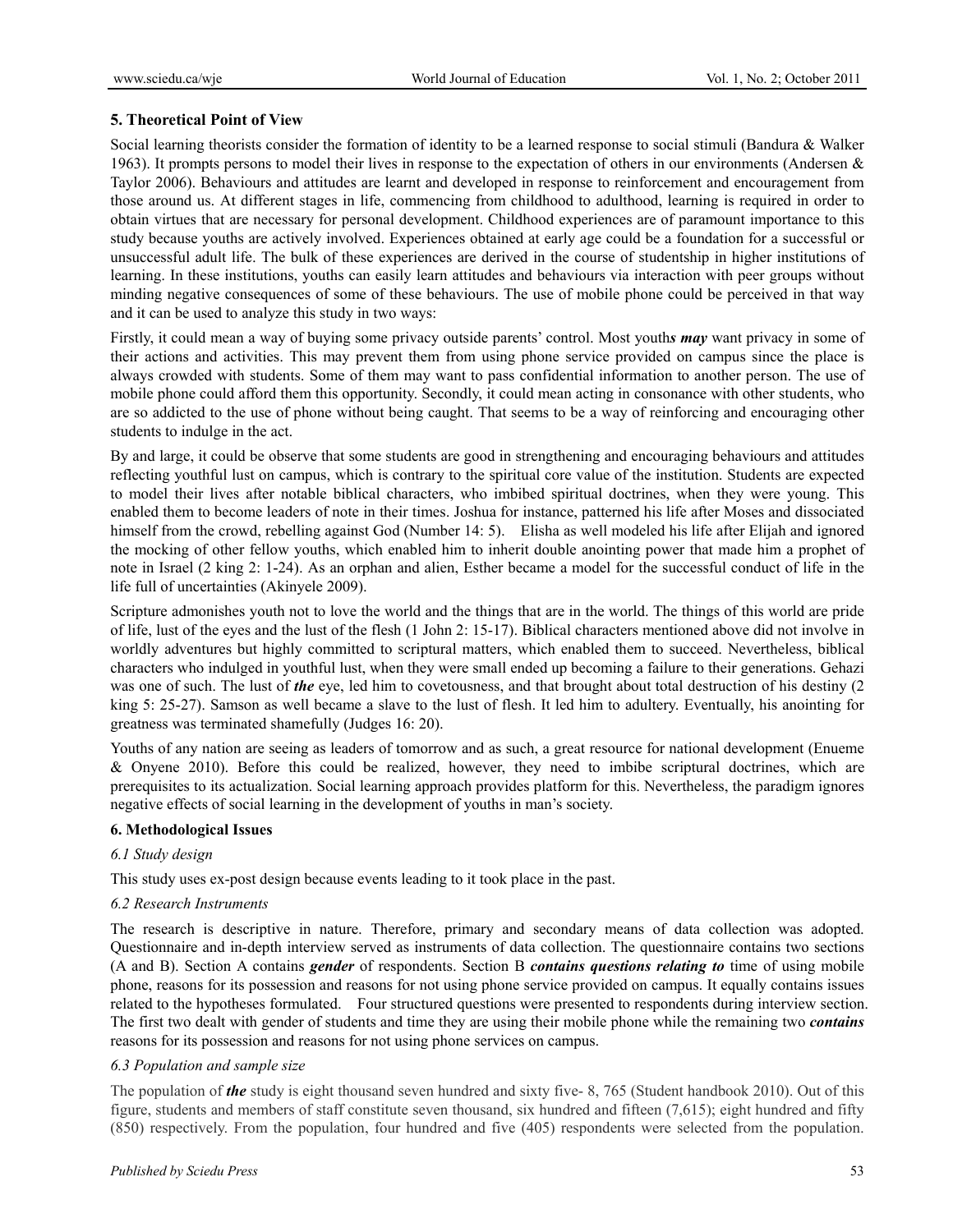## 5. Theoretical Point of View

Social learning theorists consider the formation of identity to be a learned response to social stimuli (Bandura & Walker 1963). It prompts persons to model their lives in response to the expectation of others in our environments (Andersen & Taylor 2006). Behaviours and attitudes are learnt and developed in response to reinforcement and encouragement from those around us. At different stages in life, commencing from childhood to adulthood, learning is required in order to obtain virtues that are necessary for personal development. Childhood experiences are of paramount importance to this study because youths are actively involved. Experiences obtained at early age could be a foundation for a successful or unsuccessful adult life. The bulk of these experiences are derived in the course of studentship in higher institutions of learning. In these institutions, youths can easily learn attitudes and behaviours via interaction with peer groups without minding negative consequences of some of these behaviours. The use of mobile phone could be perceived in that way and it can be used to analyze this study in two ways:

Firstly, it could mean a way of buying some privacy outside parents' control. Most youth***s may*** want privacy in some of their actions and activities. This may prevent them from using phone service provided on campus since the place is always crowded with students. Some of them may want to pass confidential information to another person. The use of mobile phone could afford them this opportunity. Secondly, it could mean acting in consonance with other students, who are so addicted to the use of phone without being caught. That seems to be a way of reinforcing and encouraging other students to indulge in the act.

By and large, it could be observe that some students are good in strengthening and encouraging behaviours and attitudes reflecting youthful lust on campus, which is contrary to the spiritual core value of the institution. Students are expected to model their lives after notable biblical characters, who imbibed spiritual doctrines, when they were young. This enabled them to become leaders of note in their times. Joshua for instance, patterned his life after Moses and dissociated himself from the crowd, rebelling against God (Number 14: 5). Elisha as well modeled his life after Elijah and ignored the mocking of other fellow youths, which enabled him to inherit double anointing power that made him a prophet of note in Israel (2 king 2: 1-24). As an orphan and alien, Esther became a model for the successful conduct of life in the life full of uncertainties (Akinyele 2009).

Scripture admonishes youth not to love the world and the things that are in the world. The things of this world are pride of life, lust of the eyes and the lust of the flesh (1 John 2: 15-17). Biblical characters mentioned above did not involve in worldly adventures but highly committed to scriptural matters, which enabled them to succeed. Nevertheless, biblical characters who indulged in youthful lust, when they were small ended up becoming a failure to their generations. Gehazi was one of such. The lust of ***the*** eye, led him to covetousness, and that brought about total destruction of his destiny (2 king 5: 25-27). Samson as well became a slave to the lust of flesh. It led him to adultery. Eventually, his anointing for greatness was terminated shamefully (Judges 16: 20).

Youths of any nation are seeing as leaders of tomorrow and as such, a great resource for national development (Enueme & Onyene 2010). Before this could be realized, however, they need to imbibe scriptural doctrines, which are prerequisites to its actualization. Social learning approach provides platform for this. Nevertheless, the paradigm ignores negative effects of social learning in the development of youths in man's society.

## 6. Methodological Issues

### *6.1 Study design*

This study uses ex-post design because events leading to it took place in the past.

### *6.2 Research Instruments*

The research is descriptive in nature. Therefore, primary and secondary means of data collection was adopted. Questionnaire and in-depth interview served as instruments of data collection. The questionnaire contains two sections (A and B). Section A contains ***gender*** of respondents. Section B ***contains questions relating to*** time of using mobile phone, reasons for its possession and reasons for not using phone service provided on campus. It equally contains issues related to the hypotheses formulated. Four structured questions were presented to respondents during interview section. The first two dealt with gender of students and time they are using their mobile phone while the remaining two ***contains*** reasons for its possession and reasons for not using phone services on campus.

### *6.3 Population and sample size*

The population of ***the*** study is eight thousand seven hundred and sixty five- 8, 765 (Student handbook 2010). Out of this figure, students and members of staff constitute seven thousand, six hundred and fifteen (7,615); eight hundred and fifty (850) respectively. From the population, four hundred and five (405) respondents were selected from the population.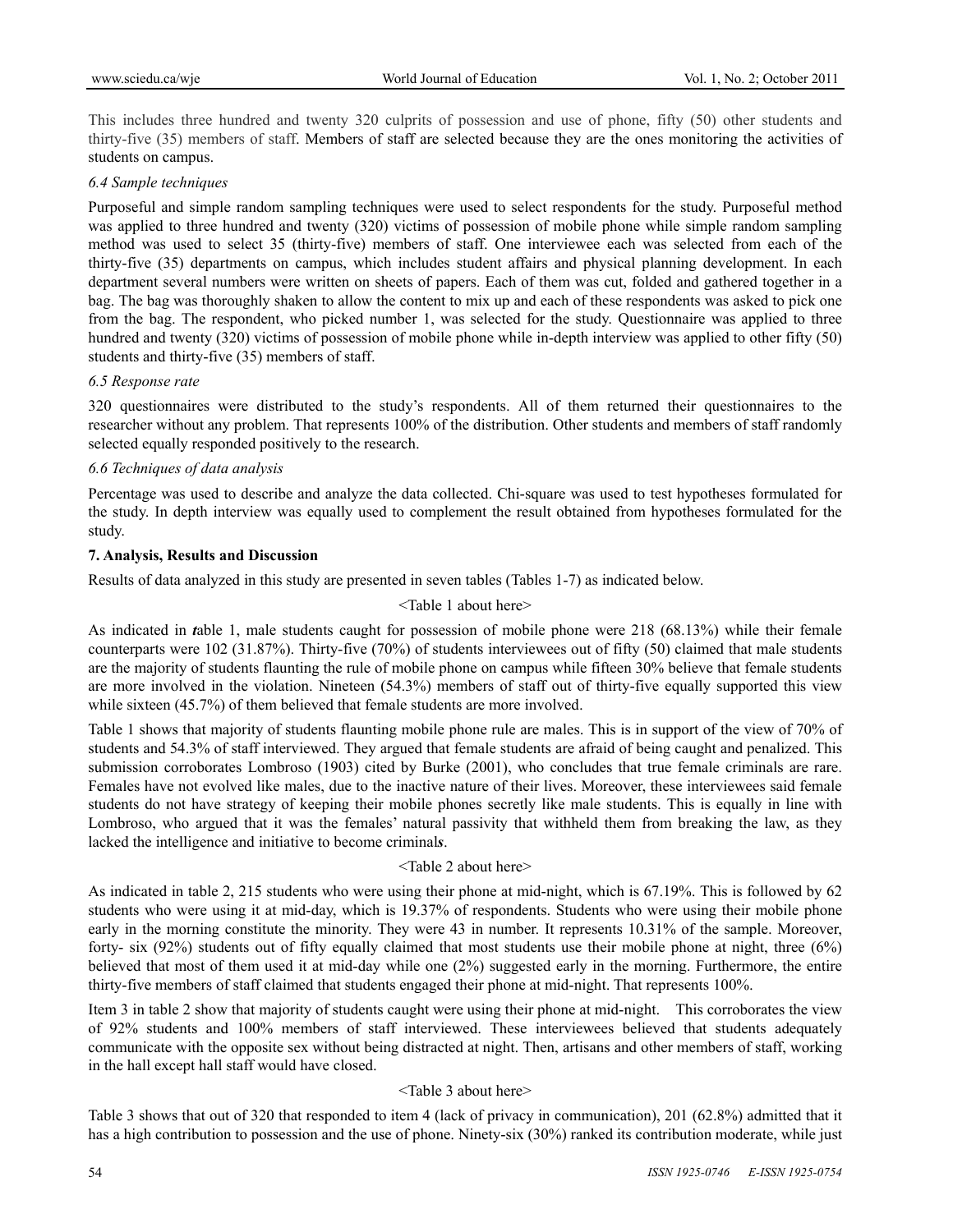This includes three hundred and twenty 320 culprits of possession and use of phone, fifty (50) other students and thirty-five (35) members of staff. Members of staff are selected because they are the ones monitoring the activities of students on campus.

### *6.4 Sample techniques*

Purposeful and simple random sampling techniques were used to select respondents for the study. Purposeful method was applied to three hundred and twenty (320) victims of possession of mobile phone while simple random sampling method was used to select 35 (thirty-five) members of staff. One interviewee each was selected from each of the thirty-five (35) departments on campus, which includes student affairs and physical planning development. In each department several numbers were written on sheets of papers. Each of them was cut, folded and gathered together in a bag. The bag was thoroughly shaken to allow the content to mix up and each of these respondents was asked to pick one from the bag. The respondent, who picked number 1, was selected for the study. Questionnaire was applied to three hundred and twenty (320) victims of possession of mobile phone while in-depth interview was applied to other fifty (50) students and thirty-five (35) members of staff.

### *6.5 Response rate*

320 questionnaires were distributed to the study's respondents. All of them returned their questionnaires to the researcher without any problem. That represents 100% of the distribution. Other students and members of staff randomly selected equally responded positively to the research.

### *6.6 Techniques of data analysis*

Percentage was used to describe and analyze the data collected. Chi-square was used to test hypotheses formulated for the study. In depth interview was equally used to complement the result obtained from hypotheses formulated for the study.

## **7. Analysis, Results and Discussion**

Results of data analyzed in this study are presented in seven tables (Tables 1-7) as indicated below.

<Table 1 about here>

As indicated in *t*able 1, male students caught for possession of mobile phone were 218 (68.13%) while their female counterparts were 102 (31.87%). Thirty-five (70%) of students interviewees out of fifty (50) claimed that male students are the majority of students flaunting the rule of mobile phone on campus while fifteen 30% believe that female students are more involved in the violation. Nineteen (54.3%) members of staff out of thirty-five equally supported this view while sixteen (45.7%) of them believed that female students are more involved.

Table 1 shows that majority of students flaunting mobile phone rule are males. This is in support of the view of 70% of students and 54.3% of staff interviewed. They argued that female students are afraid of being caught and penalized. This submission corroborates Lombroso (1903) cited by Burke (2001), who concludes that true female criminals are rare. Females have not evolved like males, due to the inactive nature of their lives. Moreover, these interviewees said female students do not have strategy of keeping their mobile phones secretly like male students. This is equally in line with Lombroso, who argued that it was the females' natural passivity that withheld them from breaking the law, as they lacked the intelligence and initiative to become criminal*s*.

<Table 2 about here>

As indicated in table 2, 215 students who were using their phone at mid-night, which is 67.19%. This is followed by 62 students who were using it at mid-day, which is 19.37% of respondents. Students who were using their mobile phone early in the morning constitute the minority. They were 43 in number. It represents 10.31% of the sample. Moreover, forty- six (92%) students out of fifty equally claimed that most students use their mobile phone at night, three (6%) believed that most of them used it at mid-day while one (2%) suggested early in the morning. Furthermore, the entire thirty-five members of staff claimed that students engaged their phone at mid-night. That represents 100%.

Item 3 in table 2 show that majority of students caught were using their phone at mid-night. This corroborates the view of 92% students and 100% members of staff interviewed. These interviewees believed that students adequately communicate with the opposite sex without being distracted at night. Then, artisans and other members of staff, working in the hall except hall staff would have closed.

<Table 3 about here>

Table 3 shows that out of 320 that responded to item 4 (lack of privacy in communication), 201 (62.8%) admitted that it has a high contribution to possession and the use of phone. Ninety-six (30%) ranked its contribution moderate, while just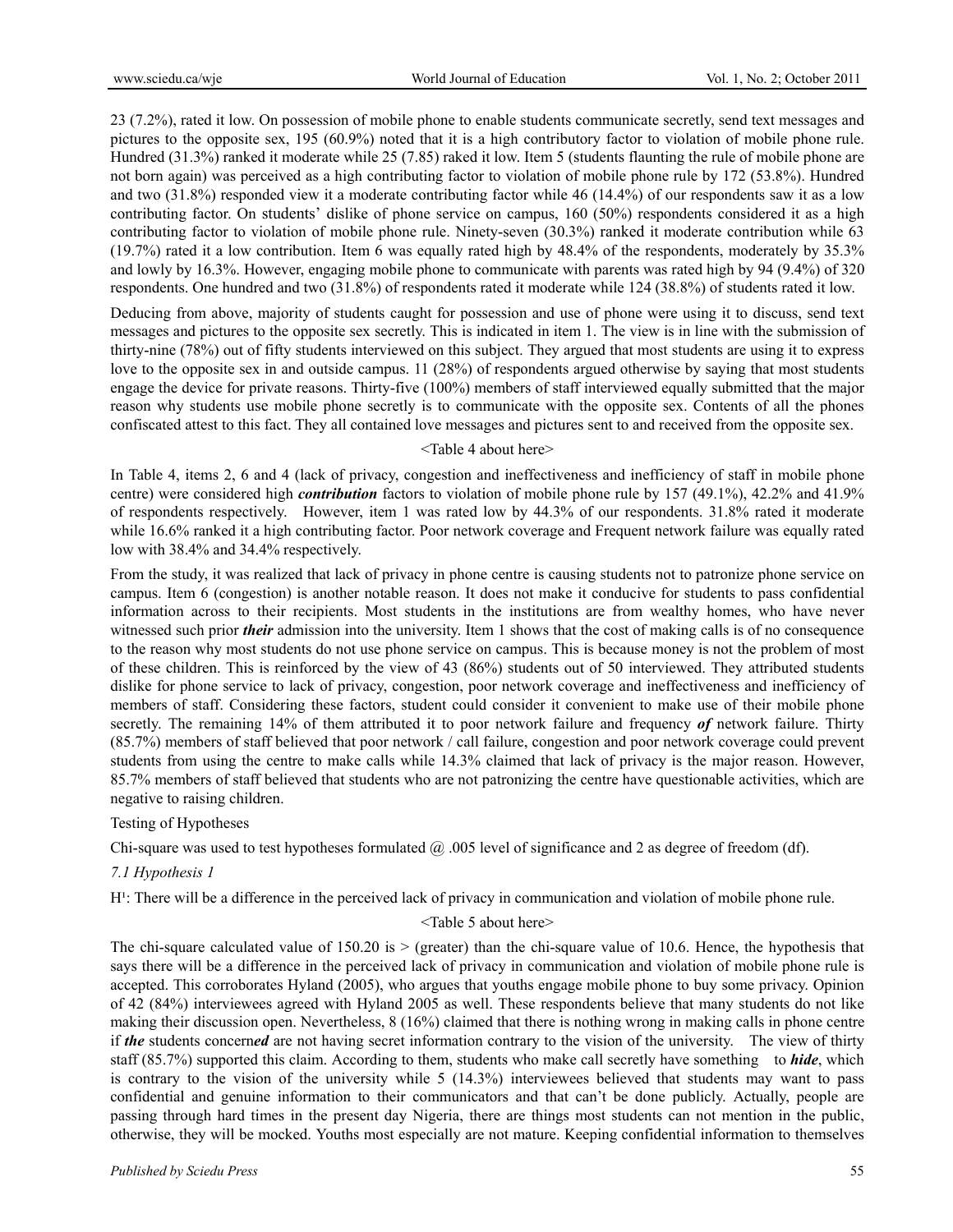23 (7.2%), rated it low. On possession of mobile phone to enable students communicate secretly, send text messages and pictures to the opposite sex, 195 (60.9%) noted that it is a high contributory factor to violation of mobile phone rule. Hundred (31.3%) ranked it moderate while 25 (7.85) raked it low. Item 5 (students flaunting the rule of mobile phone are not born again) was perceived as a high contributing factor to violation of mobile phone rule by 172 (53.8%). Hundred and two (31.8%) responded view it a moderate contributing factor while 46 (14.4%) of our respondents saw it as a low contributing factor. On students' dislike of phone service on campus, 160 (50%) respondents considered it as a high contributing factor to violation of mobile phone rule. Ninety-seven (30.3%) ranked it moderate contribution while 63 (19.7%) rated it a low contribution. Item 6 was equally rated high by 48.4% of the respondents, moderately by 35.3% and lowly by 16.3%. However, engaging mobile phone to communicate with parents was rated high by 94 (9.4%) of 320 respondents. One hundred and two (31.8%) of respondents rated it moderate while 124 (38.8%) of students rated it low.

Deducing from above, majority of students caught for possession and use of phone were using it to discuss, send text messages and pictures to the opposite sex secretly. This is indicated in item 1. The view is in line with the submission of thirty-nine (78%) out of fifty students interviewed on this subject. They argued that most students are using it to express love to the opposite sex in and outside campus. 11 (28%) of respondents argued otherwise by saying that most students engage the device for private reasons. Thirty-five (100%) members of staff interviewed equally submitted that the major reason why students use mobile phone secretly is to communicate with the opposite sex. Contents of all the phones confiscated attest to this fact. They all contained love messages and pictures sent to and received from the opposite sex.

<Table 4 about here>

In Table 4, items 2, 6 and 4 (lack of privacy, congestion and ineffectiveness and inefficiency of staff in mobile phone centre) were considered high ***contribution*** factors to violation of mobile phone rule by 157 (49.1%), 42.2% and 41.9% of respondents respectively. However, item 1 was rated low by 44.3% of our respondents. 31.8% rated it moderate while 16.6% ranked it a high contributing factor. Poor network coverage and Frequent network failure was equally rated low with 38.4% and 34.4% respectively.

From the study, it was realized that lack of privacy in phone centre is causing students not to patronize phone service on campus. Item 6 (congestion) is another notable reason. It does not make it conducive for students to pass confidential information across to their recipients. Most students in the institutions are from wealthy homes, who have never witnessed such prior ***their*** admission into the university. Item 1 shows that the cost of making calls is of no consequence to the reason why most students do not use phone service on campus. This is because money is not the problem of most of these children. This is reinforced by the view of 43 (86%) students out of 50 interviewed. They attributed students dislike for phone service to lack of privacy, congestion, poor network coverage and ineffectiveness and inefficiency of members of staff. Considering these factors, student could consider it convenient to make use of their mobile phone secretly. The remaining 14% of them attributed it to poor network failure and frequency ***of*** network failure. Thirty (85.7%) members of staff believed that poor network / call failure, congestion and poor network coverage could prevent students from using the centre to make calls while 14.3% claimed that lack of privacy is the major reason. However, 85.7% members of staff believed that students who are not patronizing the centre have questionable activities, which are negative to raising children.

Testing of Hypotheses

Chi-square was used to test hypotheses formulated @ .005 level of significance and 2 as degree of freedom (df).

### *7.1 Hypothesis 1*

$H^1$: There will be a difference in the perceived lack of privacy in communication and violation of mobile phone rule.

<Table 5 about here>

The chi-square calculated value of 150.20 is > (greater) than the chi-square value of 10.6. Hence, the hypothesis that says there will be a difference in the perceived lack of privacy in communication and violation of mobile phone rule is accepted. This corroborates Hyland (2005), who argues that youths engage mobile phone to buy some privacy. Opinion of 42 (84%) interviewees agreed with Hyland 2005 as well. These respondents believe that many students do not like making their discussion open. Nevertheless, 8 (16%) claimed that there is nothing wrong in making calls in phone centre if ***the*** students concern***ed*** are not having secret information contrary to the vision of the university. The view of thirty staff (85.7%) supported this claim. According to them, students who make call secretly have something to ***hide***, which is contrary to the vision of the university while 5 (14.3%) interviewees believed that students may want to pass confidential and genuine information to their communicators and that can't be done publicly. Actually, people are passing through hard times in the present day Nigeria, there are things most students can not mention in the public, otherwise, they will be mocked. Youths most especially are not mature. Keeping confidential information to themselves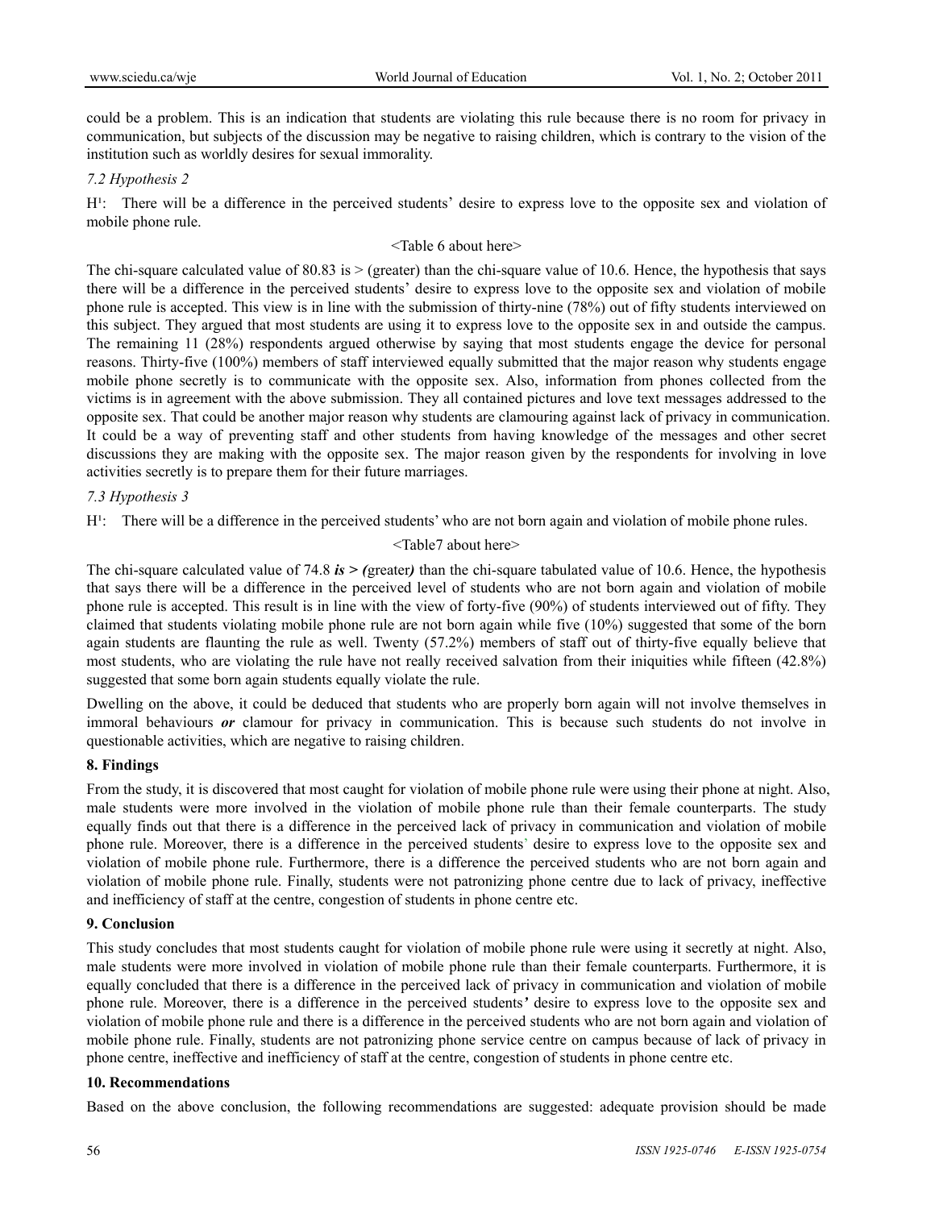could be a problem. This is an indication that students are violating this rule because there is no room for privacy in communication, but subjects of the discussion may be negative to raising children, which is contrary to the vision of the institution such as worldly desires for sexual immorality.

### *7.2 Hypothesis 2*

H¹: There will be a difference in the perceived students' desire to express love to the opposite sex and violation of mobile phone rule.

<Table 6 about here>

The chi-square calculated value of 80.83 is > (greater) than the chi-square value of 10.6. Hence, the hypothesis that says there will be a difference in the perceived students' desire to express love to the opposite sex and violation of mobile phone rule is accepted. This view is in line with the submission of thirty-nine (78%) out of fifty students interviewed on this subject. They argued that most students are using it to express love to the opposite sex in and outside the campus. The remaining 11 (28%) respondents argued otherwise by saying that most students engage the device for personal reasons. Thirty-five (100%) members of staff interviewed equally submitted that the major reason why students engage mobile phone secretly is to communicate with the opposite sex. Also, information from phones collected from the victims is in agreement with the above submission. They all contained pictures and love text messages addressed to the opposite sex. That could be another major reason why students are clamouring against lack of privacy in communication. It could be a way of preventing staff and other students from having knowledge of the messages and other secret discussions they are making with the opposite sex. The major reason given by the respondents for involving in love activities secretly is to prepare them for their future marriages.

### *7.3 Hypothesis 3*

H¹: There will be a difference in the perceived students' who are not born again and violation of mobile phone rules.

<Table7 about here>

The chi-square calculated value of 74.8 ***is > (***greater***)*** than the chi-square tabulated value of 10.6. Hence, the hypothesis that says there will be a difference in the perceived level of students who are not born again and violation of mobile phone rule is accepted. This result is in line with the view of forty-five (90%) of students interviewed out of fifty. They claimed that students violating mobile phone rule are not born again while five (10%) suggested that some of the born again students are flaunting the rule as well. Twenty (57.2%) members of staff out of thirty-five equally believe that most students, who are violating the rule have not really received salvation from their iniquities while fifteen (42.8%) suggested that some born again students equally violate the rule.

Dwelling on the above, it could be deduced that students who are properly born again will not involve themselves in immoral behaviours ***or*** clamour for privacy in communication. This is because such students do not involve in questionable activities, which are negative to raising children.

## **8. Findings**

From the study, it is discovered that most caught for violation of mobile phone rule were using their phone at night. Also, male students were more involved in the violation of mobile phone rule than their female counterparts. The study equally finds out that there is a difference in the perceived lack of privacy in communication and violation of mobile phone rule. Moreover, there is a difference in the perceived students' desire to express love to the opposite sex and violation of mobile phone rule. Furthermore, there is a difference the perceived students who are not born again and violation of mobile phone rule. Finally, students were not patronizing phone centre due to lack of privacy, ineffective and inefficiency of staff at the centre, congestion of students in phone centre etc.

## **9. Conclusion**

This study concludes that most students caught for violation of mobile phone rule were using it secretly at night. Also, male students were more involved in violation of mobile phone rule than their female counterparts. Furthermore, it is equally concluded that there is a difference in the perceived lack of privacy in communication and violation of mobile phone rule. Moreover, there is a difference in the perceived students' desire to express love to the opposite sex and violation of mobile phone rule and there is a difference in the perceived students who are not born again and violation of mobile phone rule. Finally, students are not patronizing phone service centre on campus because of lack of privacy in phone centre, ineffective and inefficiency of staff at the centre, congestion of students in phone centre etc.

## **10. Recommendations**

Based on the above conclusion, the following recommendations are suggested: adequate provision should be made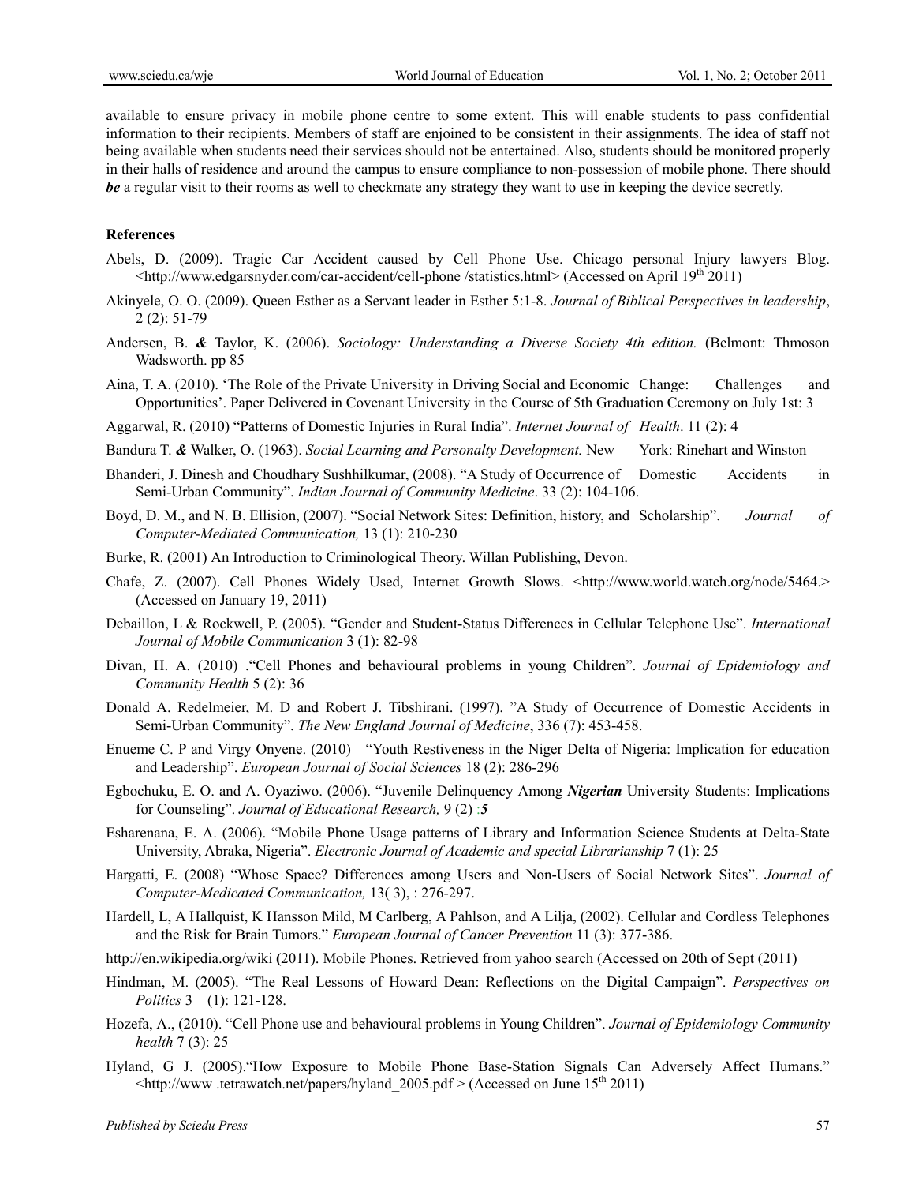available to ensure privacy in mobile phone centre to some extent. This will enable students to pass confidential information to their recipients. Members of staff are enjoined to be consistent in their assignments. The idea of staff not being available when students need their services should not be entertained. Also, students should be monitored properly in their halls of residence and around the campus to ensure compliance to non-possession of mobile phone. There should ***be*** a regular visit to their rooms as well to checkmate any strategy they want to use in keeping the device secretly.

**References**

Abels, D. (2009). Tragic Car Accident caused by Cell Phone Use. Chicago personal Injury lawyers Blog. <http://www.edgarsnyder.com/car-accident/cell-phone /statistics.html> (Accessed on April 19th 2011)

Akinyele, O. O. (2009). Queen Esther as a Servant leader in Esther 5:1-8. *Journal of Biblical Perspectives in leadership*, 2 (2): 51-79

Andersen, B. *&* Taylor, K. (2006). *Sociology: Understanding a Diverse Society 4th edition.* (Belmont: Thmoson Wadsworth. pp 85

Aina, T. A. (2010). 'The Role of the Private University in Driving Social and Economic Change: Challenges and Opportunities'. Paper Delivered in Covenant University in the Course of 5th Graduation Ceremony on July 1st: 3

Aggarwal, R. (2010) "Patterns of Domestic Injuries in Rural India". *Internet Journal of Health*. 11 (2): 4

Bandura T. *&* Walker, O. (1963). *Social Learning and Personalty Development.* New York: Rinehart and Winston

Bhanderi, J. Dinesh and Choudhary Sushhilkumar, (2008). "A Study of Occurrence of Domestic Accidents in Semi-Urban Community". *Indian Journal of Community Medicine*. 33 (2): 104-106.

Boyd, D. M., and N. B. Ellision, (2007). "Social Network Sites: Definition, history, and Scholarship". *Journal of Computer-Mediated Communication,* 13 (1): 210-230

Burke, R. (2001) An Introduction to Criminological Theory. Willan Publishing, Devon.

Chafe, Z. (2007). Cell Phones Widely Used, Internet Growth Slows. <http://www.world.watch.org/node/5464.> (Accessed on January 19, 2011)

Debaillon, L & Rockwell, P. (2005). "Gender and Student-Status Differences in Cellular Telephone Use". *International Journal of Mobile Communication* 3 (1): 82-98

Divan, H. A. (2010) ."Cell Phones and behavioural problems in young Children". *Journal of Epidemiology and Community Health* 5 (2): 36

Donald A. Redelmeier, M. D and Robert J. Tibshirani. (1997). "A Study of Occurrence of Domestic Accidents in Semi-Urban Community". *The New England Journal of Medicine*, 336 (7): 453-458.

Enueme C. P and Virgy Onyene. (2010) "Youth Restiveness in the Niger Delta of Nigeria: Implication for education and Leadership". *European Journal of Social Sciences* 18 (2): 286-296

Egbochuku, E. O. and A. Oyaziwo. (2006). "Juvenile Delinquency Among ***Nigerian*** University Students: Implications for Counseling". *Journal of Educational Research,* 9 (2) *:**5***

Esharenana, E. A. (2006). "Mobile Phone Usage patterns of Library and Information Science Students at Delta-State University, Abraka, Nigeria". *Electronic Journal of Academic and special Librarianship* 7 (1): 25

Hargatti, E. (2008) "Whose Space? Differences among Users and Non-Users of Social Network Sites". *Journal of Computer-Medicated Communication,* 13( 3), : 276-297.

Hardell, L, A Hallquist, K Hansson Mild, M Carlberg, A Pahlson, and A Lilja, (2002). Cellular and Cordless Telephones and the Risk for Brain Tumors." *European Journal of Cancer Prevention* 11 (3): 377-386.

http://en.wikipedia.org/wiki **(**2011). Mobile Phones. Retrieved from yahoo search (Accessed on 20th of Sept (2011)

Hindman, M. (2005). "The Real Lessons of Howard Dean: Reflections on the Digital Campaign". *Perspectives on Politics* 3 (1): 121-128.

Hozefa, A., (2010). "Cell Phone use and behavioural problems in Young Children". *Journal of Epidemiology Community health* 7 (3): 25

Hyland, G J. (2005)."How Exposure to Mobile Phone Base-Station Signals Can Adversely Affect Humans." <http://www .tetrawatch.net/papers/hyland_2005.pdf > (Accessed on June 15th 2011)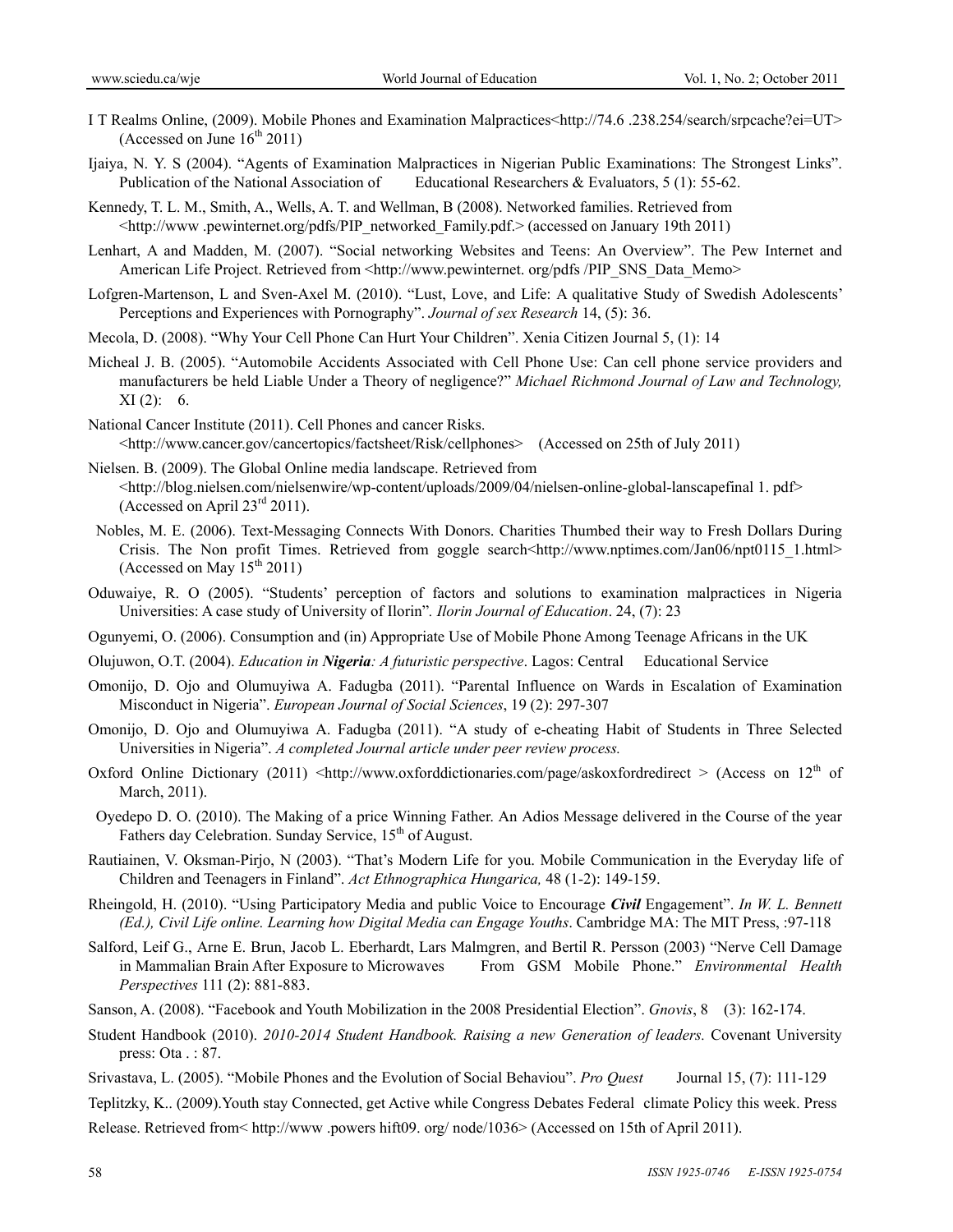I T Realms Online, (2009). Mobile Phones and Examination Malpractices<http://74.6 .238.254/search/srpcache?ei=UT> (Accessed on June 16th 2011)

Ijaiya, N. Y. S (2004). "Agents of Examination Malpractices in Nigerian Public Examinations: The Strongest Links". Publication of the National Association of Educational Researchers & Evaluators, 5 (1): 55-62.

Kennedy, T. L. M., Smith, A., Wells, A. T. and Wellman, B (2008). Networked families. Retrieved from <http://www .pewinternet.org/pdfs/PIP_networked_Family.pdf.> (accessed on January 19th 2011)

Lenhart, A and Madden, M. (2007). "Social networking Websites and Teens: An Overview". The Pew Internet and American Life Project. Retrieved from <http://www.pewinternet. org/pdfs /PIP_SNS_Data_Memo>

Lofgren-Martenson, L and Sven-Axel M. (2010). "Lust, Love, and Life: A qualitative Study of Swedish Adolescents' Perceptions and Experiences with Pornography". *Journal of sex Research* 14, (5): 36.

Mecola, D. (2008). "Why Your Cell Phone Can Hurt Your Children". Xenia Citizen Journal 5, (1): 14

Micheal J. B. (2005). "Automobile Accidents Associated with Cell Phone Use: Can cell phone service providers and manufacturers be held Liable Under a Theory of negligence?" *Michael Richmond Journal of Law and Technology,* XI (2): 6.

National Cancer Institute (2011). Cell Phones and cancer Risks. <http://www.cancer.gov/cancertopics/factsheet/Risk/cellphones> (Accessed on 25th of July 2011)

Nielsen. B. (2009). The Global Online media landscape. Retrieved from <http://blog.nielsen.com/nielsenwire/wp-content/uploads/2009/04/nielsen-online-global-lanscapefinal 1. pdf> (Accessed on April 23rd 2011).

Nobles, M. E. (2006). Text-Messaging Connects With Donors. Charities Thumbed their way to Fresh Dollars During Crisis. The Non profit Times. Retrieved from goggle search<http://www.nptimes.com/Jan06/npt0115_1.html> (Accessed on May 15th 2011)

Oduwaiye, R. O (2005). "Students' perception of factors and solutions to examination malpractices in Nigeria Universities: A case study of University of Ilorin"*. Ilorin Journal of Education*. 24, (7): 23

Ogunyemi, O. (2006). Consumption and (in) Appropriate Use of Mobile Phone Among Teenage Africans in the UK

Olujuwon, O.T. (2004). *Education in **Nigeria**: A futuristic perspective*. Lagos: Central Educational Service

Omonijo, D. Ojo and Olumuyiwa A. Fadugba (2011). "Parental Influence on Wards in Escalation of Examination Misconduct in Nigeria". *European Journal of Social Sciences*, 19 (2): 297-307

Omonijo, D. Ojo and Olumuyiwa A. Fadugba (2011). "A study of e-cheating Habit of Students in Three Selected Universities in Nigeria". *A completed Journal article under peer review process.*

Oxford Online Dictionary (2011) <http://www.oxforddictionaries.com/page/askoxfordredirect > (Access on 12th of March, 2011).

Oyedepo D. O. (2010). The Making of a price Winning Father. An Adios Message delivered in the Course of the year Fathers day Celebration. Sunday Service, 15th of August.

Rautiainen, V. Oksman-Pirjo, N (2003). "That's Modern Life for you. Mobile Communication in the Everyday life of Children and Teenagers in Finland". *Act Ethnographica Hungarica,* 48 (1-2): 149-159.

Rheingold, H. (2010). "Using Participatory Media and public Voice to Encourage ***Civil*** Engagement". *In W. L. Bennett (Ed.), Civil Life online. Learning how Digital Media can Engage Youths*. Cambridge MA: The MIT Press, :97-118

Salford, Leif G., Arne E. Brun, Jacob L. Eberhardt, Lars Malmgren, and Bertil R. Persson (2003) "Nerve Cell Damage in Mammalian Brain After Exposure to Microwaves From GSM Mobile Phone." *Environmental Health Perspectives* 111 (2): 881-883.

Sanson, A. (2008). "Facebook and Youth Mobilization in the 2008 Presidential Election". *Gnovis*, 8 (3): 162-174.

Student Handbook (2010). *2010-2014 Student Handbook. Raising a new Generation of leaders.* Covenant University press: Ota . : 87.

Srivastava, L. (2005). "Mobile Phones and the Evolution of Social Behaviou". *Pro Quest* Journal 15, (7): 111-129

Teplitzky, K.. (2009).Youth stay Connected, get Active while Congress Debates Federal climate Policy this week. Press Release. Retrieved from< http://www .powers hift09. org/ node/1036> (Accessed on 15th of April 2011).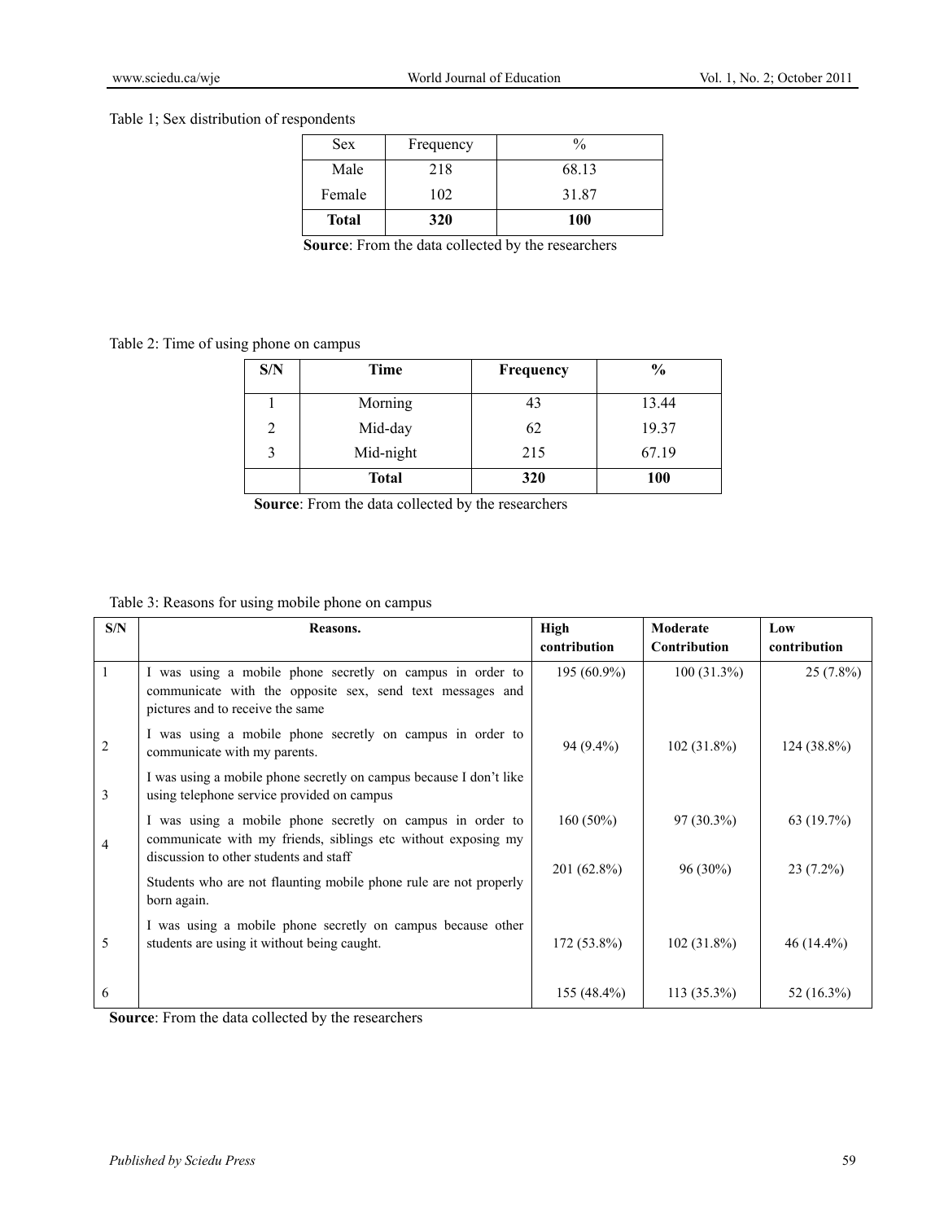Table 1; Sex distribution of respondents

| Sex | Frequency | % |
|---|---|---|
| Male | 218 | 68.13 |
| Female | 102 | 31.87 |
| **Total** | **320** | **100** |

**Source**: From the data collected by the researchers

Table 2: Time of using phone on campus

| S/N | Time | Frequency | % |
|---|---|---|---|
| 1 | Morning | 43 | 13.44 |
| 2 | Mid-day | 62 | 19.37 |
| 3 | Mid-night | 215 | 67.19 |
| | **Total** | **320** | **100** |

**Source**: From the data collected by the researchers

Table 3: Reasons for using mobile phone on campus

| S/N | Reasons. | High contribution | Moderate Contribution | Low contribution |
|---|---|---|---|---|
| 1 | I was using a mobile phone secretly on campus in order to communicate with the opposite sex, send text messages and pictures and to receive the same | 195 (60.9%) | 100 (31.3%) | 25 (7.8%) |
| 2 | I was using a mobile phone secretly on campus in order to communicate with my parents. | 94 (9.4%) | 102 (31.8%) | 124 (38.8%) |
| 3 | I was using a mobile phone secretly on campus because I don't like using telephone service provided on campus | | | |
| 4 | I was using a mobile phone secretly on campus in order to communicate with my friends, siblings etc without exposing my discussion to other students and staff | 160 (50%) | 97 (30.3%) | 63 (19.7%) |
| | Students who are not flaunting mobile phone rule are not properly born again. | 201 (62.8%) | 96 (30%) | 23 (7.2%) |
| 5 | I was using a mobile phone secretly on campus because other students are using it without being caught. | 172 (53.8%) | 102 (31.8%) | 46 (14.4%) |
| 6 | | 155 (48.4%) | 113 (35.3%) | 52 (16.3%) |

**Source**: From the data collected by the researchers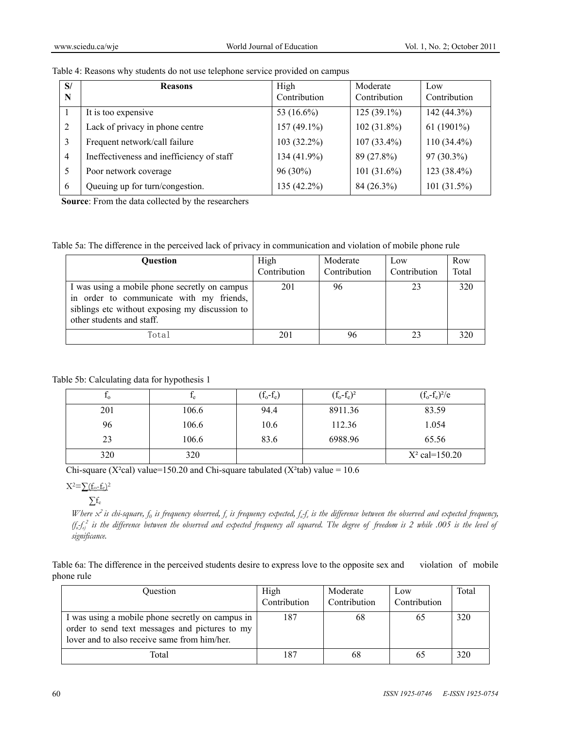Table 4: Reasons why students do not use telephone service provided on campus

| S/N | Reasons | High Contribution | Moderate Contribution | Low Contribution |
|---|---|---|---|---|
| 1 | It is too expensive | 53 (16.6%) | 125 (39.1%) | 142 (44.3%) |
| 2 | Lack of privacy in phone centre | 157 (49.1%) | 102 (31.8%) | 61 (1901%) |
| 3 | Frequent network/call failure | 103 (32.2%) | 107 (33.4%) | 110 (34.4%) |
| 4 | Ineffectiveness and inefficiency of staff | 134 (41.9%) | 89 (27.8%) | 97 (30.3%) |
| 5 | Poor network coverage | 96 (30%) | 101 (31.6%) | 123 (38.4%) |
| 6 | Queuing up for turn/congestion. | 135 (42.2%) | 84 (26.3%) | 101 (31.5%) |

**Source**: From the data collected by the researchers

Table 5a: The difference in the perceived lack of privacy in communication and violation of mobile phone rule

| Question | High Contribution | Moderate Contribution | Low Contribution | Row Total |
|---|---|---|---|---|
| I was using a mobile phone secretly on campus in order to communicate with my friends, siblings etc without exposing my discussion to other students and staff. | 201 | 96 | 23 | 320 |
| Total | 201 | 96 | 23 | 320 |

Table 5b: Calculating data for hypothesis 1

| $f_o$ | $f_e$ | $(f_o-f_e)$ | $(f_o-f_e)^2$ | $(f_o-f_e)^2/e$ |
|---|---|---|---|---|
| 201 | 106.6 | 94.4 | 8911.36 | 83.59 |
| 96 | 106.6 | 10.6 | 112.36 | 1.054 |
| 23 | 106.6 | 83.6 | 6988.96 | 65.56 |
| 320 | 320 | | | $X^2$ cal=150.20 |

Chi-square ($X^2$cal) value=150.20 and Chi-square tabulated ($X^2$tab) value = 10.6

$$X^2 = \frac{\sum(f_o-f_e)^2}{\sum f_e}$$

*Where $x^2$ is chi-square, $f_0$ is frequency observed, $f_e$ is frequency expected, $f_o$-$f_e$ is the difference between the observed and expected frequency, $(f_o$-$f_e)^2$ is the difference between the observed and expected frequency all squared. The degree of freedom is 2 while .005 is the level of significance.*

Table 6a: The difference in the perceived students desire to express love to the opposite sex and violation of mobile phone rule

| Question | High Contribution | Moderate Contribution | Low Contribution | Total |
|---|---|---|---|---|
| I was using a mobile phone secretly on campus in order to send text messages and pictures to my lover and to also receive same from him/her. | 187 | 68 | 65 | 320 |
| Total | 187 | 68 | 65 | 320 |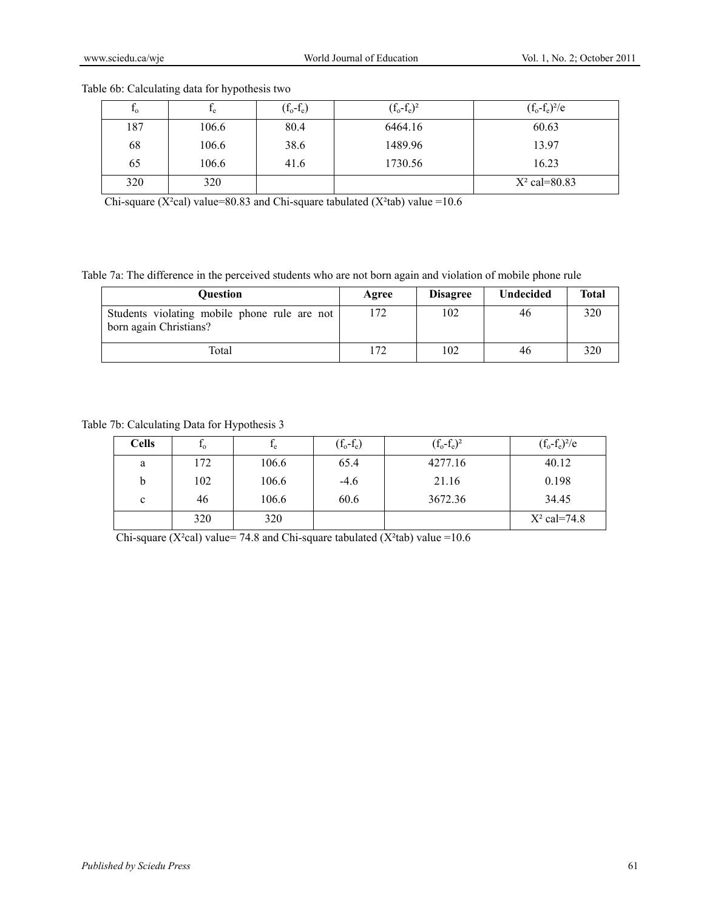Table 6b: Calculating data for hypothesis two

| $f_o$ | $f_e$ | $(f_o-f_e)$ | $(f_o-f_e)^2$ | $(f_o-f_e)^2/e$ |
|---|---|---|---|---|
| 187 | 106.6 | 80.4 | 6464.16 | 60.63 |
| 68 | 106.6 | 38.6 | 1489.96 | 13.97 |
| 65 | 106.6 | 41.6 | 1730.56 | 16.23 |
| 320 | 320 | | | $X^2$ cal=80.83 |

Chi-square ($X^2$cal) value=80.83 and Chi-square tabulated ($X^2$tab) value =10.6

Table 7a: The difference in the perceived students who are not born again and violation of mobile phone rule

| Question | Agree | Disagree | Undecided | Total |
|---|---|---|---|---|
| Students violating mobile phone rule are not born again Christians? | 172 | 102 | 46 | 320 |
| Total | 172 | 102 | 46 | 320 |

Table 7b: Calculating Data for Hypothesis 3

| Cells | $f_o$ | $f_e$ | $(f_o-f_e)$ | $(f_o-f_e)^2$ | $(f_o-f_e)^2/e$ |
|---|---|---|---|---|---|
| a | 172 | 106.6 | 65.4 | 4277.16 | 40.12 |
| b | 102 | 106.6 | -4.6 | 21.16 | 0.198 |
| c | 46 | 106.6 | 60.6 | 3672.36 | 34.45 |
| | 320 | 320 | | | $X^2$ cal=74.8 |

Chi-square ($X^2$cal) value= 74.8 and Chi-square tabulated ($X^2$tab) value =10.6